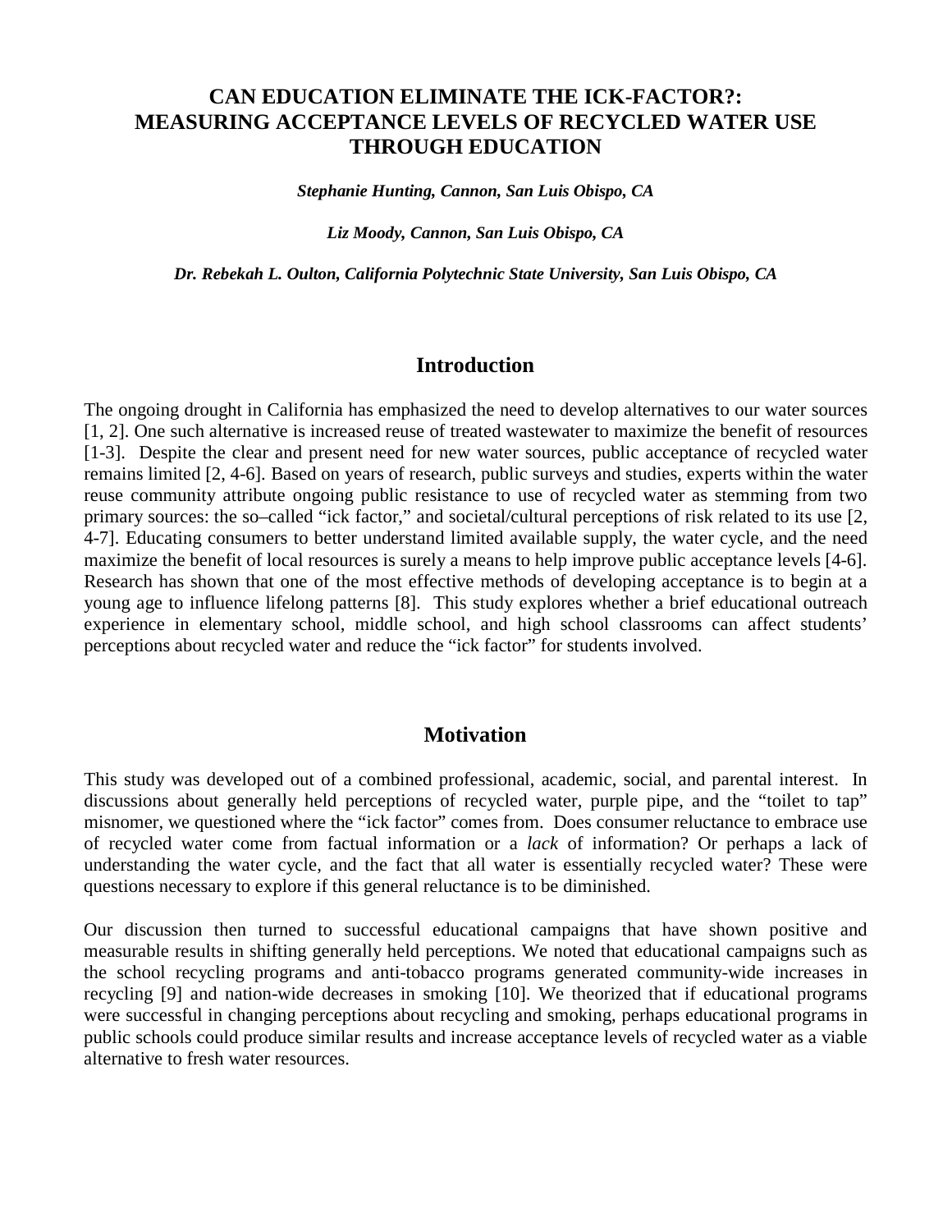# CAN EDUCATION ELIMINATE THE ICK-FACTOR?: MEASURING ACCEPTANCE LEVELS OF RECYCLED WATER USE THROUGH EDUCATION

***Stephanie Hunting, Cannon, San Luis Obispo, CA***

***Liz Moody, Cannon, San Luis Obispo, CA***

***Dr. Rebekah L. Oulton, California Polytechnic State University, San Luis Obispo, CA***

## Introduction

The ongoing drought in California has emphasized the need to develop alternatives to our water sources [1, 2]. One such alternative is increased reuse of treated wastewater to maximize the benefit of resources [1-3]. Despite the clear and present need for new water sources, public acceptance of recycled water remains limited [2, 4-6]. Based on years of research, public surveys and studies, experts within the water reuse community attribute ongoing public resistance to use of recycled water as stemming from two primary sources: the so–called "ick factor," and societal/cultural perceptions of risk related to its use [2, 4-7]. Educating consumers to better understand limited available supply, the water cycle, and the need maximize the benefit of local resources is surely a means to help improve public acceptance levels [4-6]. Research has shown that one of the most effective methods of developing acceptance is to begin at a young age to influence lifelong patterns [8]. This study explores whether a brief educational outreach experience in elementary school, middle school, and high school classrooms can affect students' perceptions about recycled water and reduce the "ick factor" for students involved.

## Motivation

This study was developed out of a combined professional, academic, social, and parental interest. In discussions about generally held perceptions of recycled water, purple pipe, and the "toilet to tap" misnomer, we questioned where the "ick factor" comes from. Does consumer reluctance to embrace use of recycled water come from factual information or a *lack* of information? Or perhaps a lack of understanding the water cycle, and the fact that all water is essentially recycled water? These were questions necessary to explore if this general reluctance is to be diminished.

Our discussion then turned to successful educational campaigns that have shown positive and measurable results in shifting generally held perceptions. We noted that educational campaigns such as the school recycling programs and anti-tobacco programs generated community-wide increases in recycling [9] and nation-wide decreases in smoking [10]. We theorized that if educational programs were successful in changing perceptions about recycling and smoking, perhaps educational programs in public schools could produce similar results and increase acceptance levels of recycled water as a viable alternative to fresh water resources.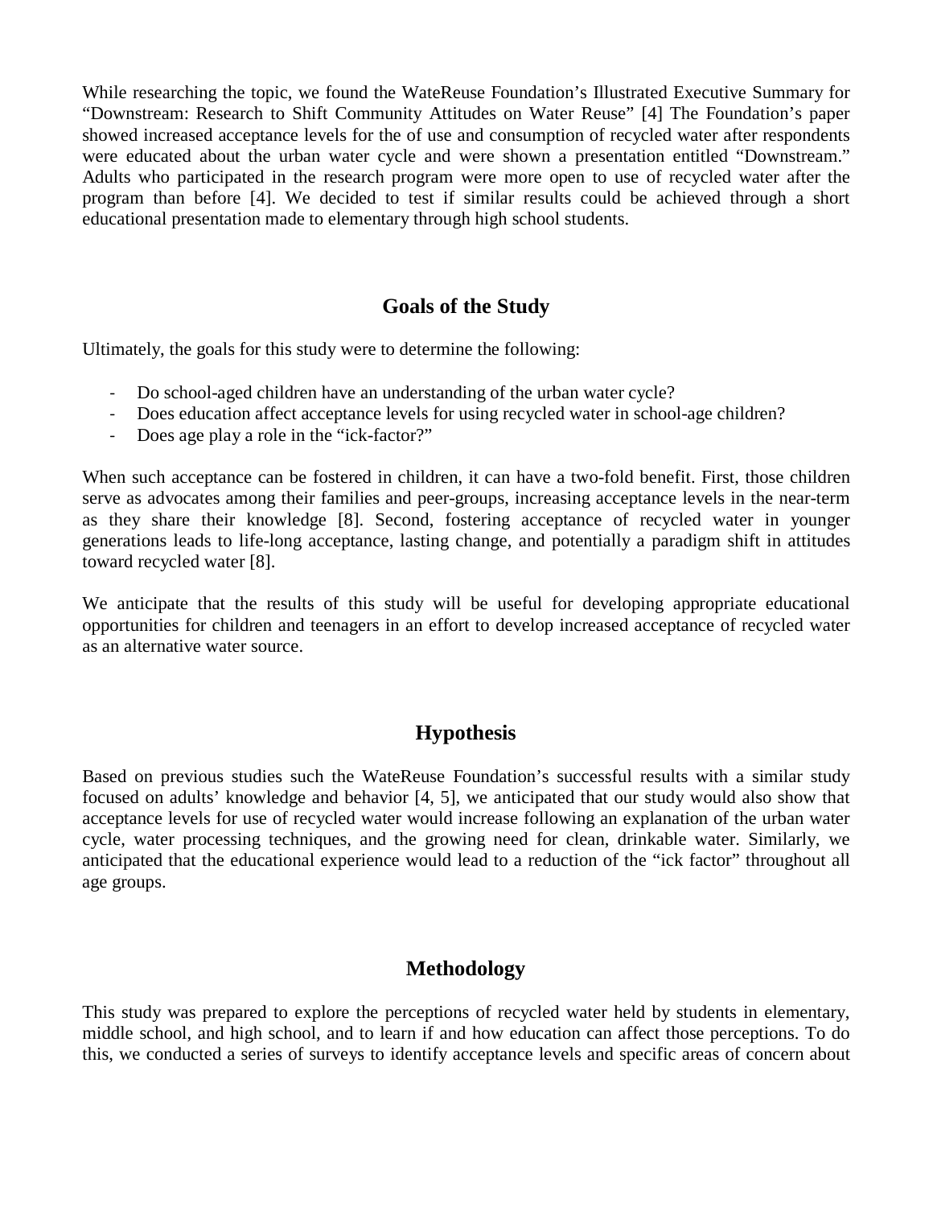While researching the topic, we found the WateReuse Foundation's Illustrated Executive Summary for "Downstream: Research to Shift Community Attitudes on Water Reuse" [4] The Foundation's paper showed increased acceptance levels for the of use and consumption of recycled water after respondents were educated about the urban water cycle and were shown a presentation entitled "Downstream." Adults who participated in the research program were more open to use of recycled water after the program than before [4]. We decided to test if similar results could be achieved through a short educational presentation made to elementary through high school students.

## Goals of the Study

Ultimately, the goals for this study were to determine the following:

- Do school-aged children have an understanding of the urban water cycle?
- Does education affect acceptance levels for using recycled water in school-age children?
- Does age play a role in the "ick-factor?"

When such acceptance can be fostered in children, it can have a two-fold benefit. First, those children serve as advocates among their families and peer-groups, increasing acceptance levels in the near-term as they share their knowledge [8]. Second, fostering acceptance of recycled water in younger generations leads to life-long acceptance, lasting change, and potentially a paradigm shift in attitudes toward recycled water [8].

We anticipate that the results of this study will be useful for developing appropriate educational opportunities for children and teenagers in an effort to develop increased acceptance of recycled water as an alternative water source.

## Hypothesis

Based on previous studies such the WateReuse Foundation's successful results with a similar study focused on adults' knowledge and behavior [4, 5], we anticipated that our study would also show that acceptance levels for use of recycled water would increase following an explanation of the urban water cycle, water processing techniques, and the growing need for clean, drinkable water. Similarly, we anticipated that the educational experience would lead to a reduction of the "ick factor" throughout all age groups.

## Methodology

This study was prepared to explore the perceptions of recycled water held by students in elementary, middle school, and high school, and to learn if and how education can affect those perceptions. To do this, we conducted a series of surveys to identify acceptance levels and specific areas of concern about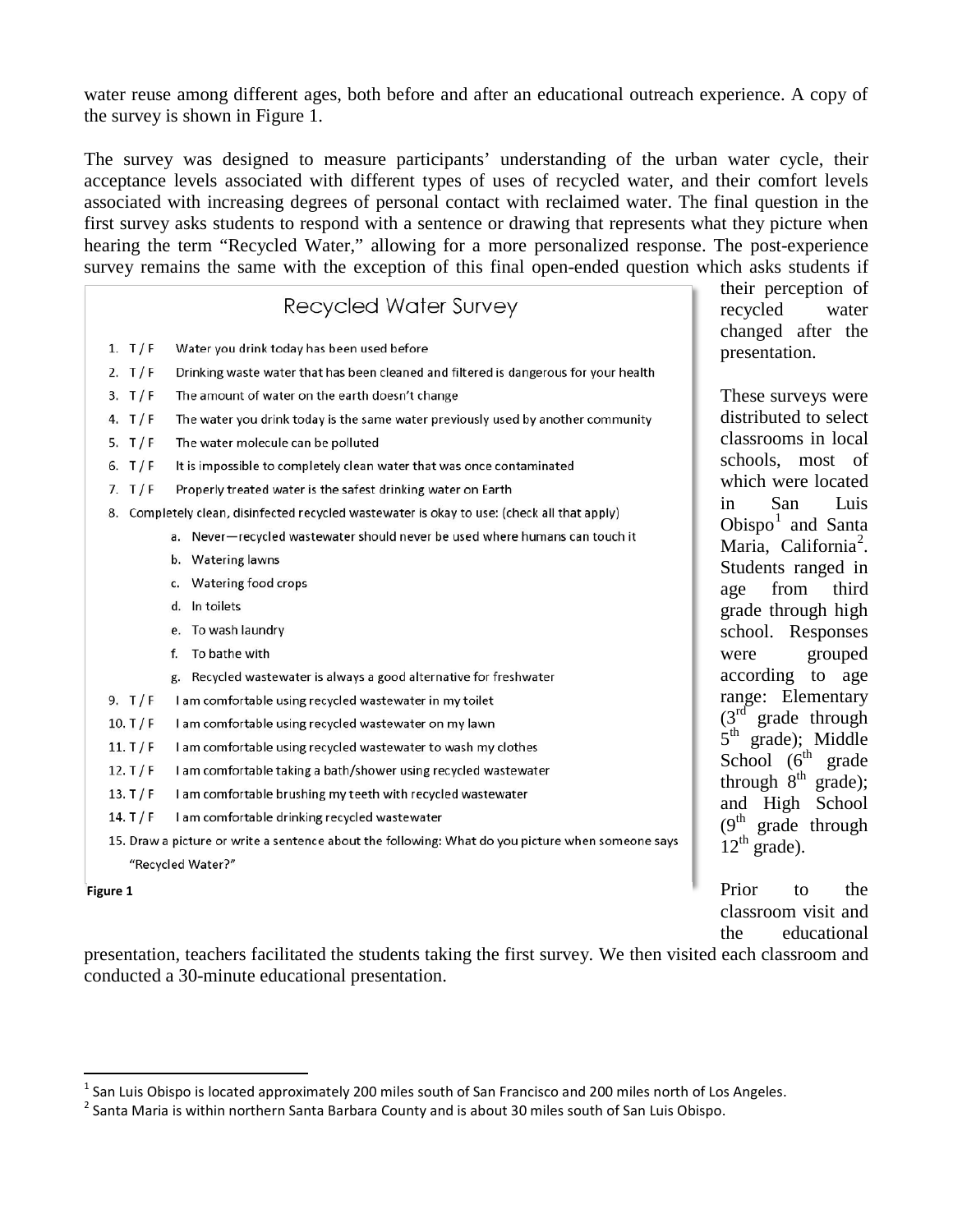water reuse among different ages, both before and after an educational outreach experience. A copy of the survey is shown in Figure 1.

The survey was designed to measure participants' understanding of the urban water cycle, their acceptance levels associated with different types of uses of recycled water, and their comfort levels associated with increasing degrees of personal contact with reclaimed water. The final question in the first survey asks students to respond with a sentence or drawing that represents what they picture when hearing the term "Recycled Water," allowing for a more personalized response. The post-experience survey remains the same with the exception of this final open-ended question which asks students if their perception of recycled water changed after the presentation.

## Recycled Water Survey

1. T / F  Water you drink today has been used before
2. T / F  Drinking waste water that has been cleaned and filtered is dangerous for your health
3. T / F  The amount of water on the earth doesn't change
4. T / F  The water you drink today is the same water previously used by another community
5. T / F  The water molecule can be polluted
6. T / F  It is impossible to completely clean water that was once contaminated
7. T / F  Properly treated water is the safest drinking water on Earth
8. Completely clean, disinfected recycled wastewater is okay to use: (check all that apply)
   - a. Never—recycled wastewater should never be used where humans can touch it
   - b. Watering lawns
   - c. Watering food crops
   - d. In toilets
   - e. To wash laundry
   - f. To bathe with
   - g. Recycled wastewater is always a good alternative for freshwater
9. T / F  I am comfortable using recycled wastewater in my toilet
10. T / F  I am comfortable using recycled wastewater on my lawn
11. T / F  I am comfortable using recycled wastewater to wash my clothes
12. T / F  I am comfortable taking a bath/shower using recycled wastewater
13. T / F  I am comfortable brushing my teeth with recycled wastewater
14. T / F  I am comfortable drinking recycled wastewater
15. Draw a picture or write a sentence about the following: What do you picture when someone says "Recycled Water?"

**Figure 1**

These surveys were distributed to select classrooms in local schools, most of which were located in San Luis Obispo[1] and Santa Maria, California[2]. Students ranged in age from third grade through high school. Responses were grouped according to age range: Elementary (3rd grade through 5th grade); Middle School (6th grade through 8th grade); and High School (9th grade through 12th grade).

Prior to the classroom visit and the educational presentation, teachers facilitated the students taking the first survey. We then visited each classroom and conducted a 30-minute educational presentation.

[1] San Luis Obispo is located approximately 200 miles south of San Francisco and 200 miles north of Los Angeles.

[2] Santa Maria is within northern Santa Barbara County and is about 30 miles south of San Luis Obispo.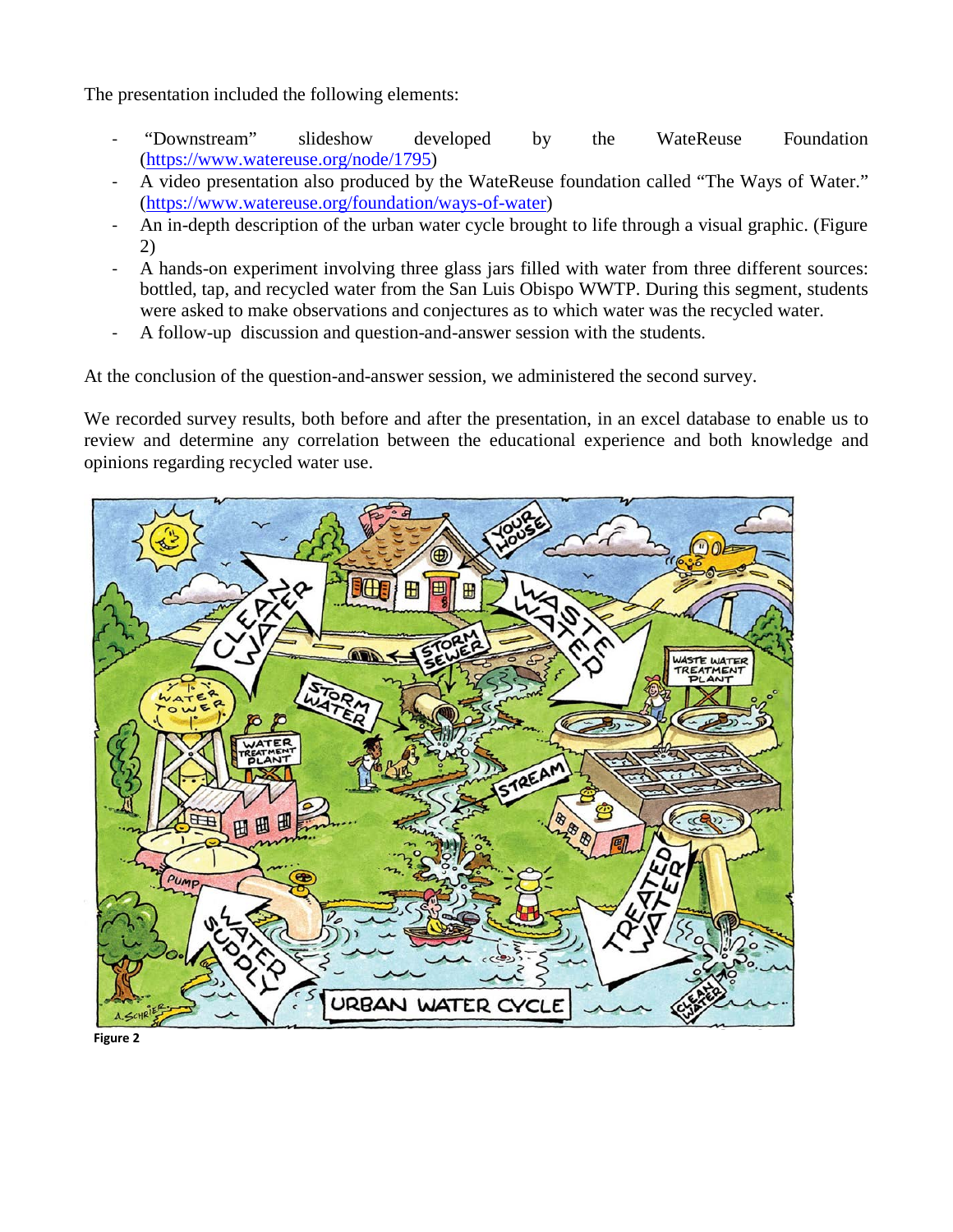The presentation included the following elements:

- "Downstream" slideshow developed by the WateReuse Foundation (https://www.watereuse.org/node/1795)
- A video presentation also produced by the WateReuse foundation called "The Ways of Water." (https://www.watereuse.org/foundation/ways-of-water)
- An in-depth description of the urban water cycle brought to life through a visual graphic. (Figure 2)
- A hands-on experiment involving three glass jars filled with water from three different sources: bottled, tap, and recycled water from the San Luis Obispo WWTP. During this segment, students were asked to make observations and conjectures as to which water was the recycled water.
- A follow-up discussion and question-and-answer session with the students.

At the conclusion of the question-and-answer session, we administered the second survey.

We recorded survey results, both before and after the presentation, in an excel database to enable us to review and determine any correlation between the educational experience and both knowledge and opinions regarding recycled water use.

**Figure 2**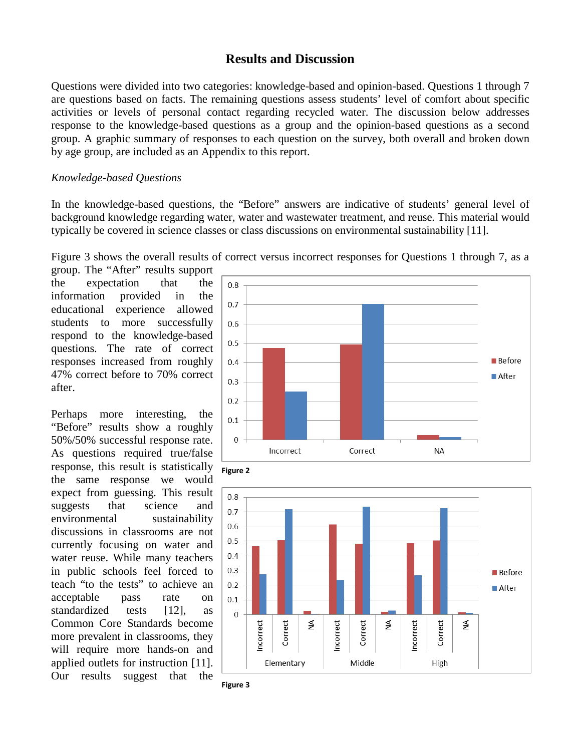## Results and Discussion

Questions were divided into two categories: knowledge-based and opinion-based. Questions 1 through 7 are questions based on facts. The remaining questions assess students' level of comfort about specific activities or levels of personal contact regarding recycled water. The discussion below addresses response to the knowledge-based questions as a group and the opinion-based questions as a second group. A graphic summary of responses to each question on the survey, both overall and broken down by age group, are included as an Appendix to this report.

*Knowledge-based Questions*

In the knowledge-based questions, the "Before" answers are indicative of students' general level of background knowledge regarding water, water and wastewater treatment, and reuse. This material would typically be covered in science classes or class discussions on environmental sustainability [11].

Figure 3 shows the overall results of correct versus incorrect responses for Questions 1 through 7, as a group. The "After" results support the expectation that the information provided in the educational experience allowed students to more successfully respond to the knowledge-based questions. The rate of correct responses increased from roughly 47% correct before to 70% correct after.

Figure 2

Figure 3

Perhaps more interesting, the "Before" results show a roughly 50%/50% successful response rate. As questions required true/false response, this result is statistically the same response we would expect from guessing. This result suggests that science and environmental sustainability discussions in classrooms are not currently focusing on water and water reuse. While many teachers in public schools feel forced to teach "to the tests" to achieve an acceptable pass rate on standardized tests [12], as Common Core Standards become more prevalent in classrooms, they will require more hands-on and applied outlets for instruction [11]. Our results suggest that the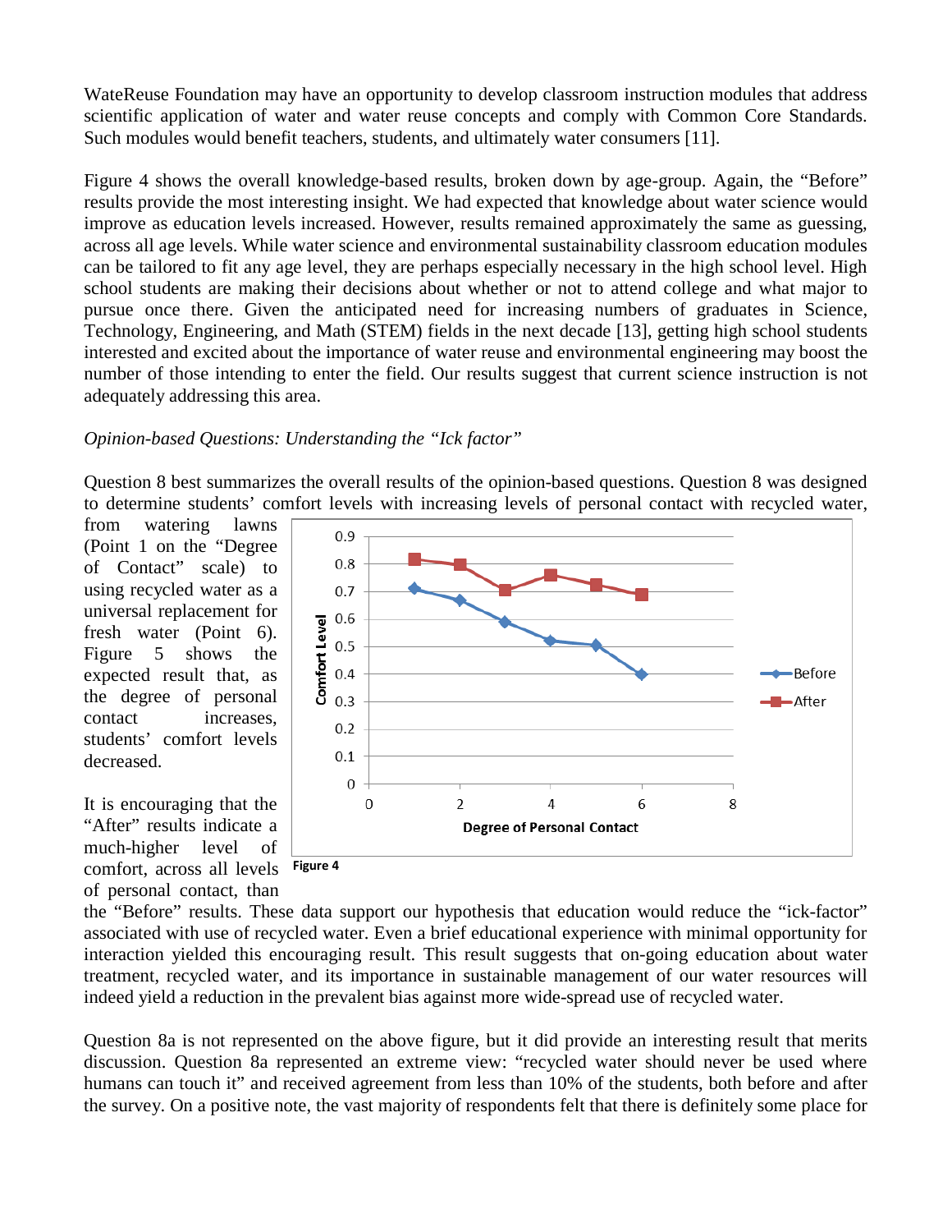WateReuse Foundation may have an opportunity to develop classroom instruction modules that address scientific application of water and water reuse concepts and comply with Common Core Standards. Such modules would benefit teachers, students, and ultimately water consumers [11].

Figure 4 shows the overall knowledge-based results, broken down by age-group. Again, the "Before" results provide the most interesting insight. We had expected that knowledge about water science would improve as education levels increased. However, results remained approximately the same as guessing, across all age levels. While water science and environmental sustainability classroom education modules can be tailored to fit any age level, they are perhaps especially necessary in the high school level. High school students are making their decisions about whether or not to attend college and what major to pursue once there. Given the anticipated need for increasing numbers of graduates in Science, Technology, Engineering, and Math (STEM) fields in the next decade [13], getting high school students interested and excited about the importance of water reuse and environmental engineering may boost the number of those intending to enter the field. Our results suggest that current science instruction is not adequately addressing this area.

*Opinion-based Questions: Understanding the "Ick factor"*

Question 8 best summarizes the overall results of the opinion-based questions. Question 8 was designed to determine students' comfort levels with increasing levels of personal contact with recycled water, from watering lawns (Point 1 on the "Degree of Contact" scale) to using recycled water as a universal replacement for fresh water (Point 6). Figure 5 shows the expected result that, as the degree of personal contact increases, students' comfort levels decreased.

Figure 4

It is encouraging that the "After" results indicate a much-higher level of comfort, across all levels of personal contact, than the "Before" results. These data support our hypothesis that education would reduce the "ick-factor" associated with use of recycled water. Even a brief educational experience with minimal opportunity for interaction yielded this encouraging result. This result suggests that on-going education about water treatment, recycled water, and its importance in sustainable management of our water resources will indeed yield a reduction in the prevalent bias against more wide-spread use of recycled water.

Question 8a is not represented on the above figure, but it did provide an interesting result that merits discussion. Question 8a represented an extreme view: "recycled water should never be used where humans can touch it" and received agreement from less than 10% of the students, both before and after the survey. On a positive note, the vast majority of respondents felt that there is definitely some place for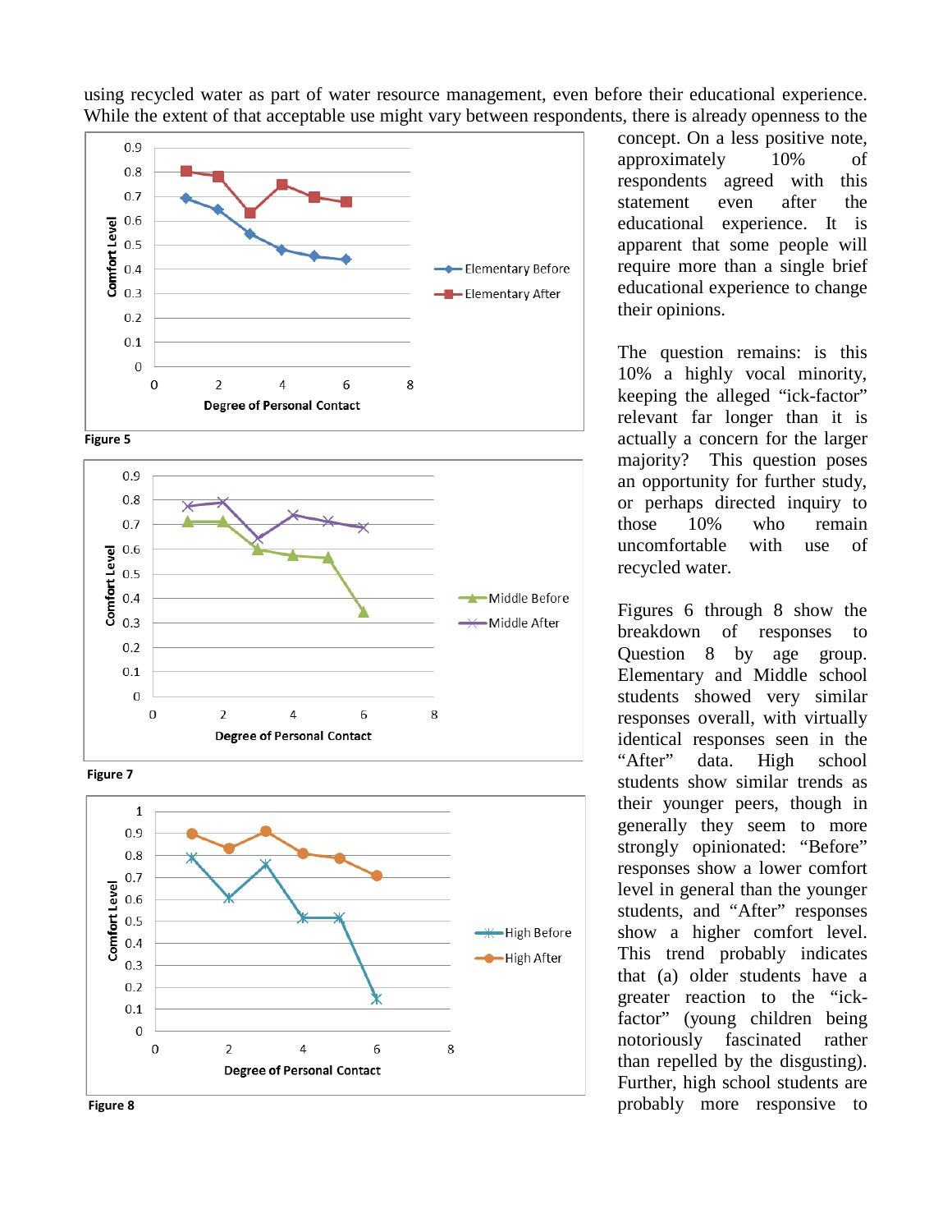using recycled water as part of water resource management, even before their educational experience. While the extent of that acceptable use might vary between respondents, there is already openness to the concept. On a less positive note, approximately 10% of respondents agreed with this statement even after the educational experience. It is apparent that some people will require more than a single brief educational experience to change their opinions.

Figure 5

Figure 7

Figure 8

The question remains: is this 10% a highly vocal minority, keeping the alleged "ick-factor" relevant far longer than it is actually a concern for the larger majority? This question poses an opportunity for further study, or perhaps directed inquiry to those 10% who remain uncomfortable with use of recycled water.

Figures 6 through 8 show the breakdown of responses to Question 8 by age group. Elementary and Middle school students showed very similar responses overall, with virtually identical responses seen in the "After" data. High school students show similar trends as their younger peers, though in generally they seem to more strongly opinionated: "Before" responses show a lower comfort level in general than the younger students, and "After" responses show a higher comfort level. This trend probably indicates that (a) older students have a greater reaction to the "ick-factor" (young children being notoriously fascinated rather than repelled by the disgusting). Further, high school students are probably more responsive to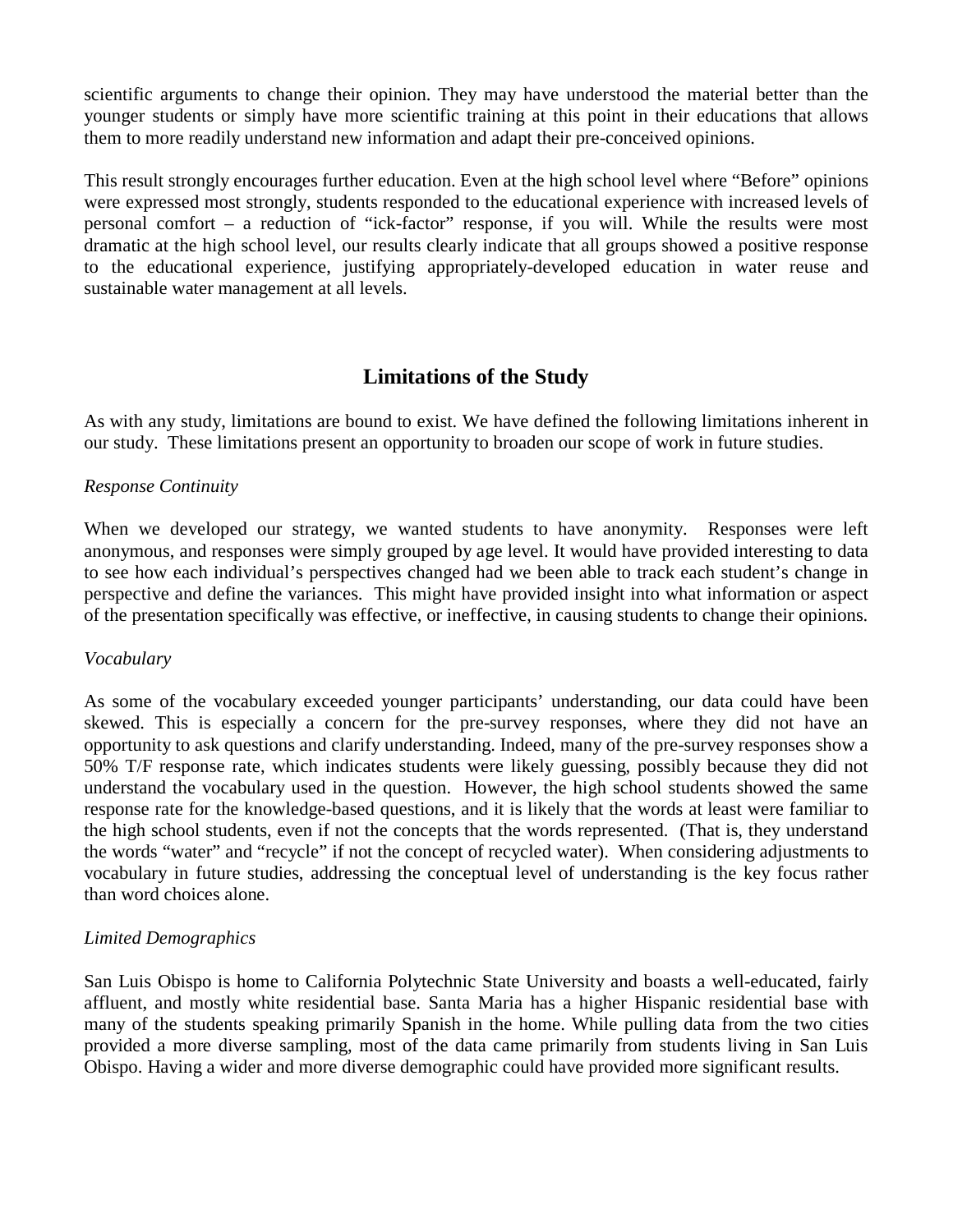scientific arguments to change their opinion. They may have understood the material better than the younger students or simply have more scientific training at this point in their educations that allows them to more readily understand new information and adapt their pre-conceived opinions.

This result strongly encourages further education. Even at the high school level where "Before" opinions were expressed most strongly, students responded to the educational experience with increased levels of personal comfort – a reduction of "ick-factor" response, if you will. While the results were most dramatic at the high school level, our results clearly indicate that all groups showed a positive response to the educational experience, justifying appropriately-developed education in water reuse and sustainable water management at all levels.

## Limitations of the Study

As with any study, limitations are bound to exist. We have defined the following limitations inherent in our study. These limitations present an opportunity to broaden our scope of work in future studies.

*Response Continuity*

When we developed our strategy, we wanted students to have anonymity. Responses were left anonymous, and responses were simply grouped by age level. It would have provided interesting to data to see how each individual's perspectives changed had we been able to track each student's change in perspective and define the variances. This might have provided insight into what information or aspect of the presentation specifically was effective, or ineffective, in causing students to change their opinions.

*Vocabulary*

As some of the vocabulary exceeded younger participants' understanding, our data could have been skewed. This is especially a concern for the pre-survey responses, where they did not have an opportunity to ask questions and clarify understanding. Indeed, many of the pre-survey responses show a 50% T/F response rate, which indicates students were likely guessing, possibly because they did not understand the vocabulary used in the question. However, the high school students showed the same response rate for the knowledge-based questions, and it is likely that the words at least were familiar to the high school students, even if not the concepts that the words represented. (That is, they understand the words "water" and "recycle" if not the concept of recycled water). When considering adjustments to vocabulary in future studies, addressing the conceptual level of understanding is the key focus rather than word choices alone.

*Limited Demographics*

San Luis Obispo is home to California Polytechnic State University and boasts a well-educated, fairly affluent, and mostly white residential base. Santa Maria has a higher Hispanic residential base with many of the students speaking primarily Spanish in the home. While pulling data from the two cities provided a more diverse sampling, most of the data came primarily from students living in San Luis Obispo. Having a wider and more diverse demographic could have provided more significant results.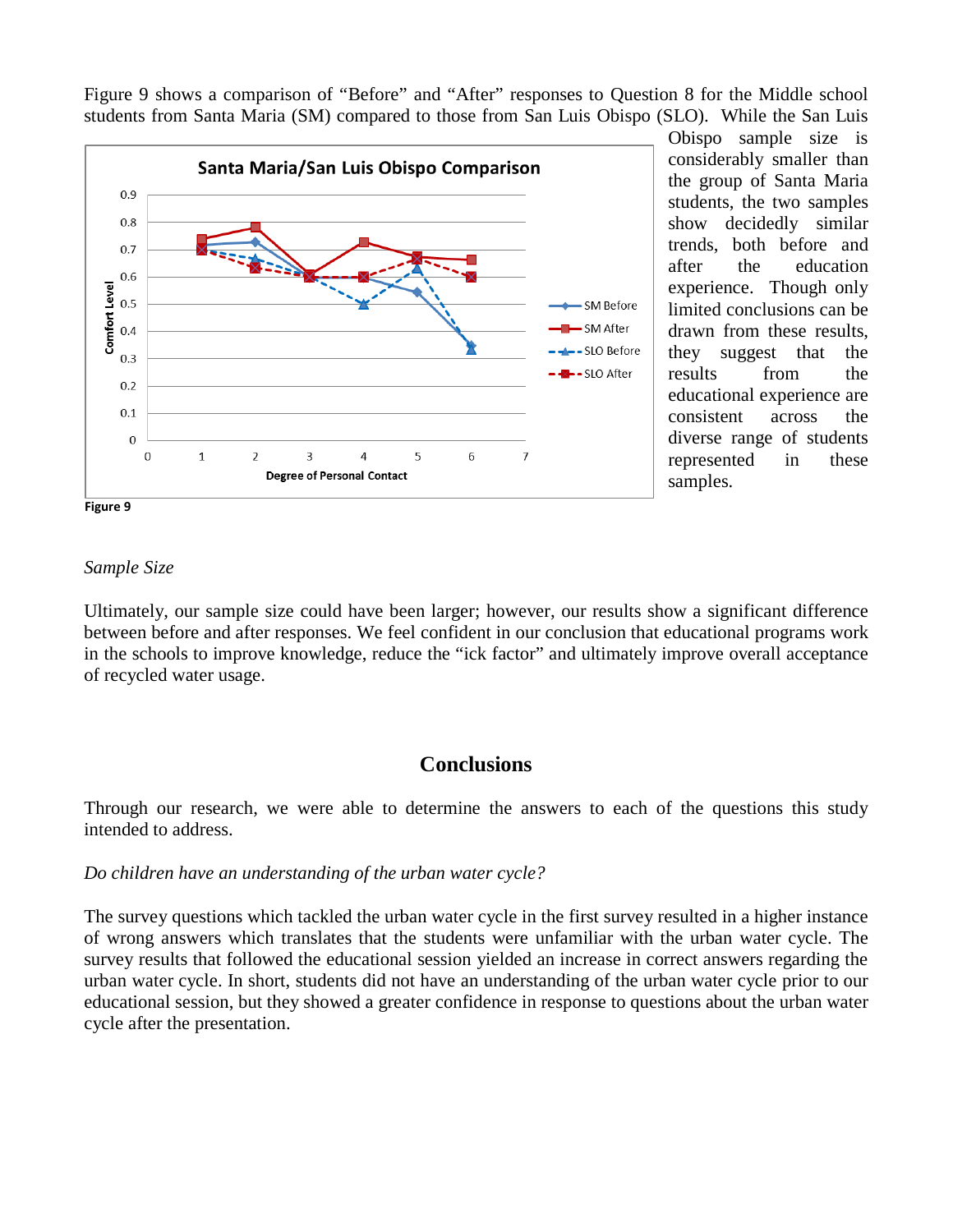Figure 9 shows a comparison of "Before" and "After" responses to Question 8 for the Middle school students from Santa Maria (SM) compared to those from San Luis Obispo (SLO). While the San Luis Obispo sample size is considerably smaller than the group of Santa Maria students, the two samples show decidedly similar trends, both before and after the education experience. Though only limited conclusions can be drawn from these results, they suggest that the results from the educational experience are consistent across the diverse range of students represented in these samples.

Figure 9

*Sample Size*

Ultimately, our sample size could have been larger; however, our results show a significant difference between before and after responses. We feel confident in our conclusion that educational programs work in the schools to improve knowledge, reduce the "ick factor" and ultimately improve overall acceptance of recycled water usage.

## Conclusions

Through our research, we were able to determine the answers to each of the questions this study intended to address.

*Do children have an understanding of the urban water cycle?*

The survey questions which tackled the urban water cycle in the first survey resulted in a higher instance of wrong answers which translates that the students were unfamiliar with the urban water cycle. The survey results that followed the educational session yielded an increase in correct answers regarding the urban water cycle. In short, students did not have an understanding of the urban water cycle prior to our educational session, but they showed a greater confidence in response to questions about the urban water cycle after the presentation.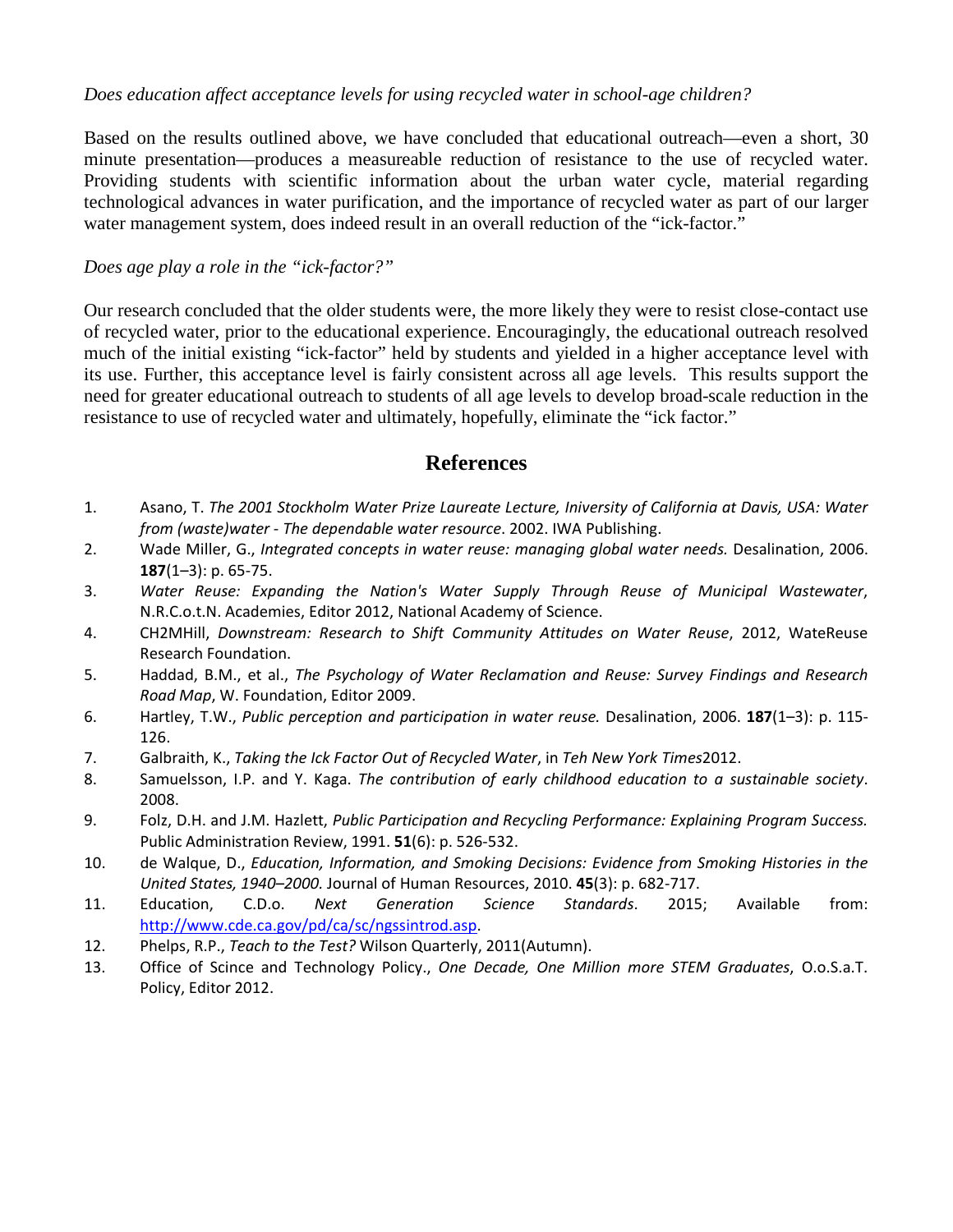*Does education affect acceptance levels for using recycled water in school-age children?*

Based on the results outlined above, we have concluded that educational outreach—even a short, 30 minute presentation—produces a measureable reduction of resistance to the use of recycled water. Providing students with scientific information about the urban water cycle, material regarding technological advances in water purification, and the importance of recycled water as part of our larger water management system, does indeed result in an overall reduction of the "ick-factor."

*Does age play a role in the "ick-factor?"*

Our research concluded that the older students were, the more likely they were to resist close-contact use of recycled water, prior to the educational experience. Encouragingly, the educational outreach resolved much of the initial existing "ick-factor" held by students and yielded in a higher acceptance level with its use. Further, this acceptance level is fairly consistent across all age levels. This results support the need for greater educational outreach to students of all age levels to develop broad-scale reduction in the resistance to use of recycled water and ultimately, hopefully, eliminate the "ick factor."

## References

1. Asano, T. *The 2001 Stockholm Water Prize Laureate Lecture, University of California at Davis, USA: Water from (waste)water - The dependable water resource*. 2002. IWA Publishing.
2. Wade Miller, G., *Integrated concepts in water reuse: managing global water needs.* Desalination, 2006. **187**(1–3): p. 65-75.
3. *Water Reuse: Expanding the Nation's Water Supply Through Reuse of Municipal Wastewater*, N.R.C.o.t.N. Academies, Editor 2012, National Academy of Science.
4. CH2MHill, *Downstream: Research to Shift Community Attitudes on Water Reuse*, 2012, WateReuse Research Foundation.
5. Haddad, B.M., et al., *The Psychology of Water Reclamation and Reuse: Survey Findings and Research Road Map*, W. Foundation, Editor 2009.
6. Hartley, T.W., *Public perception and participation in water reuse.* Desalination, 2006. **187**(1–3): p. 115-126.
7. Galbraith, K., *Taking the Ick Factor Out of Recycled Water*, in *Teh New York Times*2012.
8. Samuelsson, I.P. and Y. Kaga. *The contribution of early childhood education to a sustainable society*. 2008.
9. Folz, D.H. and J.M. Hazlett, *Public Participation and Recycling Performance: Explaining Program Success.* Public Administration Review, 1991. **51**(6): p. 526-532.
10. de Walque, D., *Education, Information, and Smoking Decisions: Evidence from Smoking Histories in the United States, 1940–2000.* Journal of Human Resources, 2010. **45**(3): p. 682-717.
11. Education, C.D.o. *Next Generation Science Standards*. 2015; Available from: http://www.cde.ca.gov/pd/ca/sc/ngssintrod.asp.
12. Phelps, R.P., *Teach to the Test?* Wilson Quarterly, 2011(Autumn).
13. Office of Scince and Technology Policy., *One Decade, One Million more STEM Graduates*, O.o.S.a.T. Policy, Editor 2012.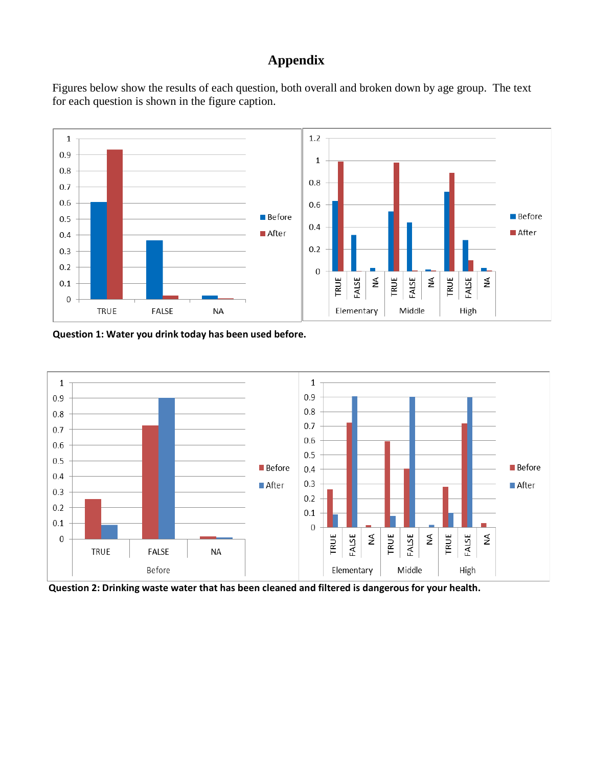# Appendix

Figures below show the results of each question, both overall and broken down by age group. The text for each question is shown in the figure caption.

**Question 1: Water you drink today has been used before.**

**Question 2: Drinking waste water that has been cleaned and filtered is dangerous for your health.**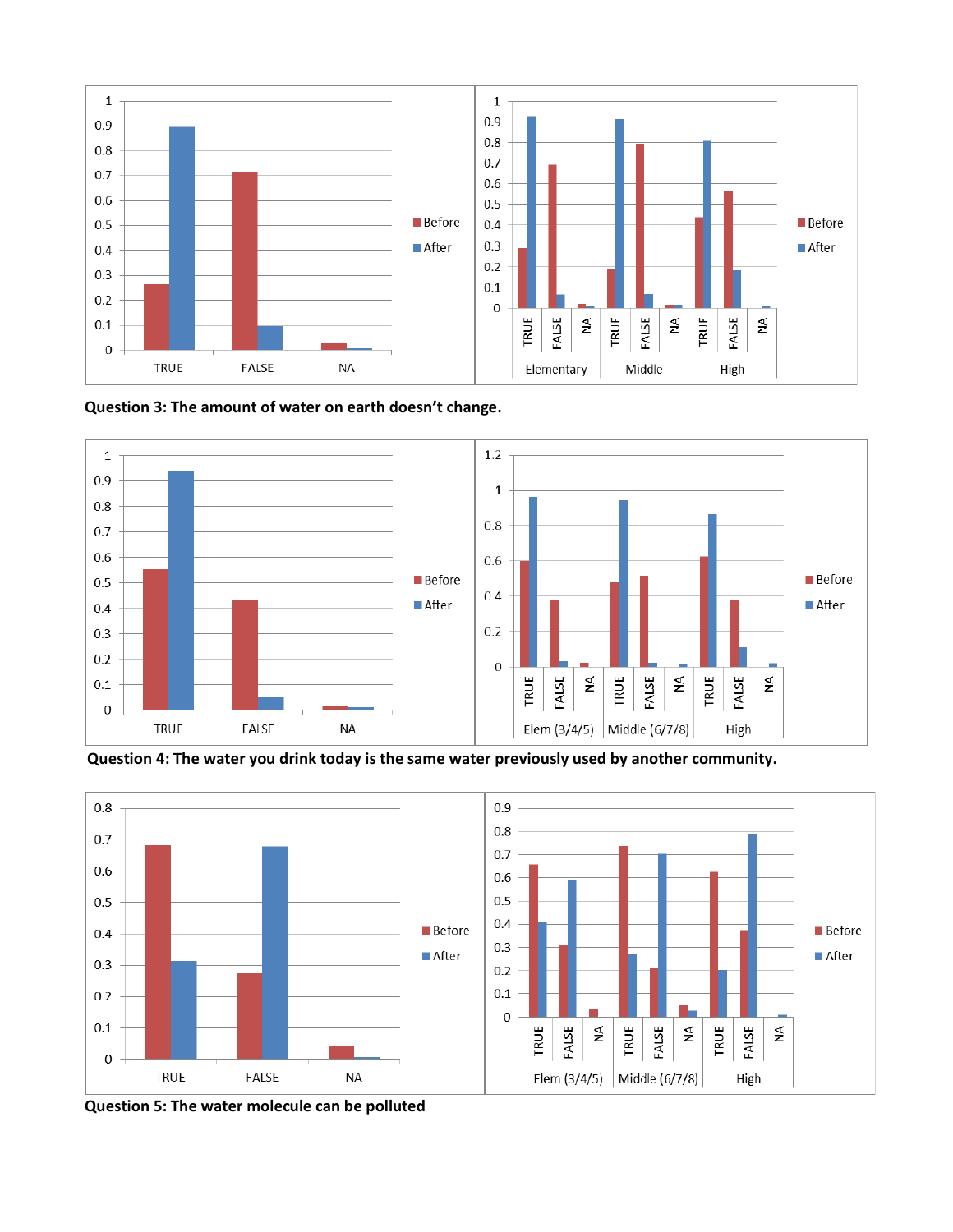**Question 3: The amount of water on earth doesn't change.**

**Question 4: The water you drink today is the same water previously used by another community.**

**Question 5: The water molecule can be polluted**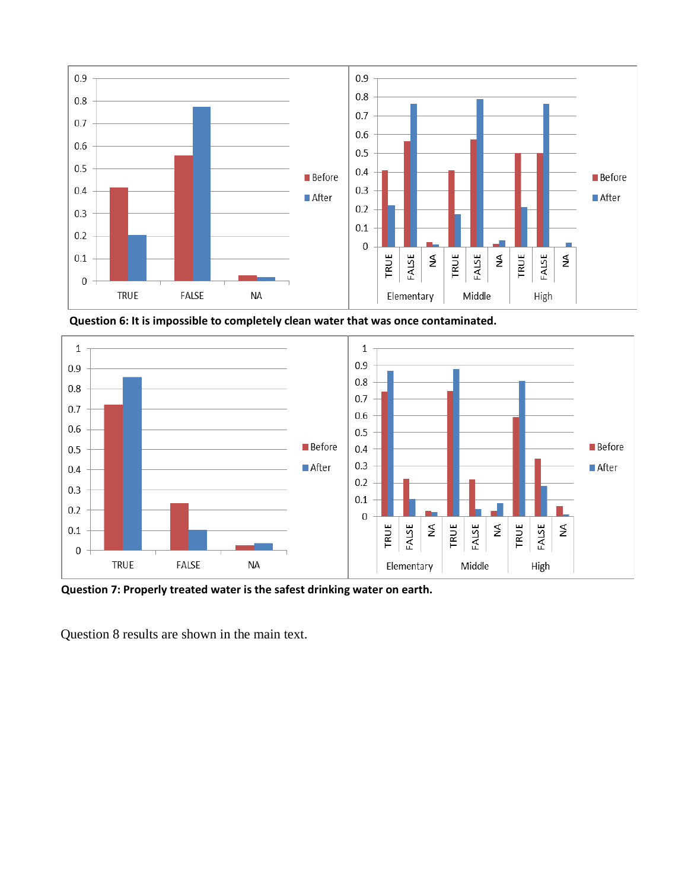**Question 6: It is impossible to completely clean water that was once contaminated.**

**Question 7: Properly treated water is the safest drinking water on earth.**

Question 8 results are shown in the main text.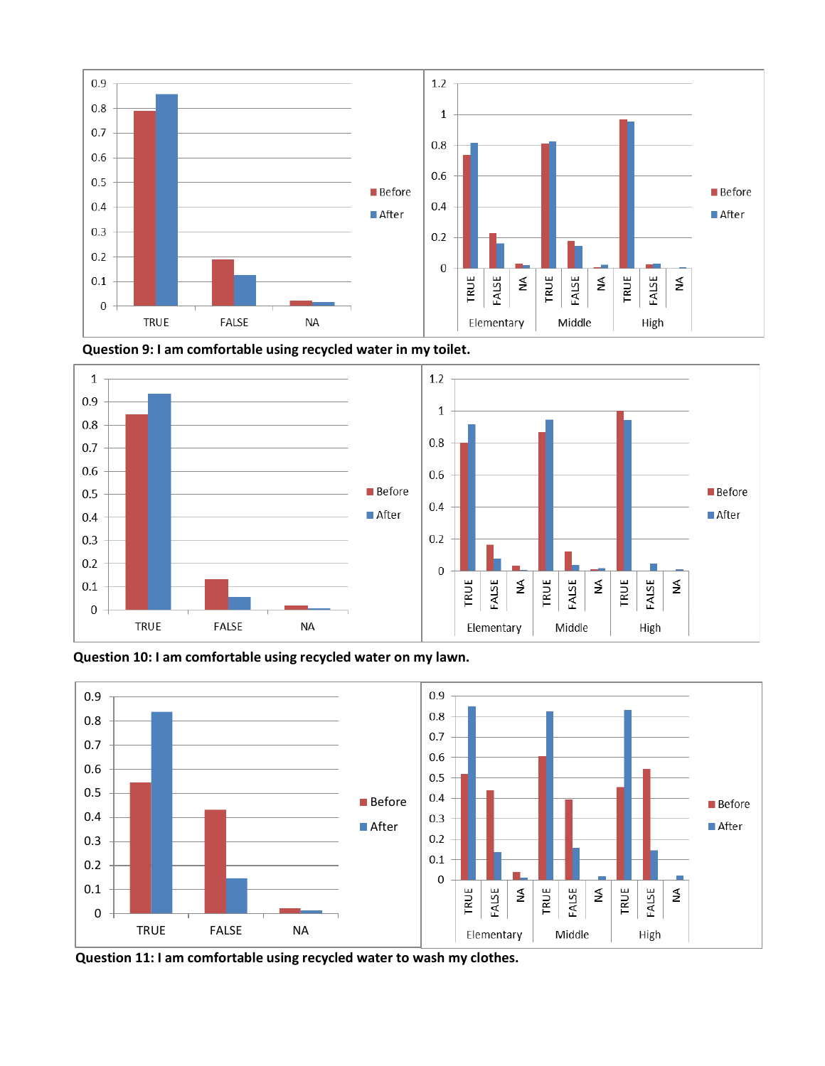Question 9: I am comfortable using recycled water in my toilet.

Question 10: I am comfortable using recycled water on my lawn.

Question 11: I am comfortable using recycled water to wash my clothes.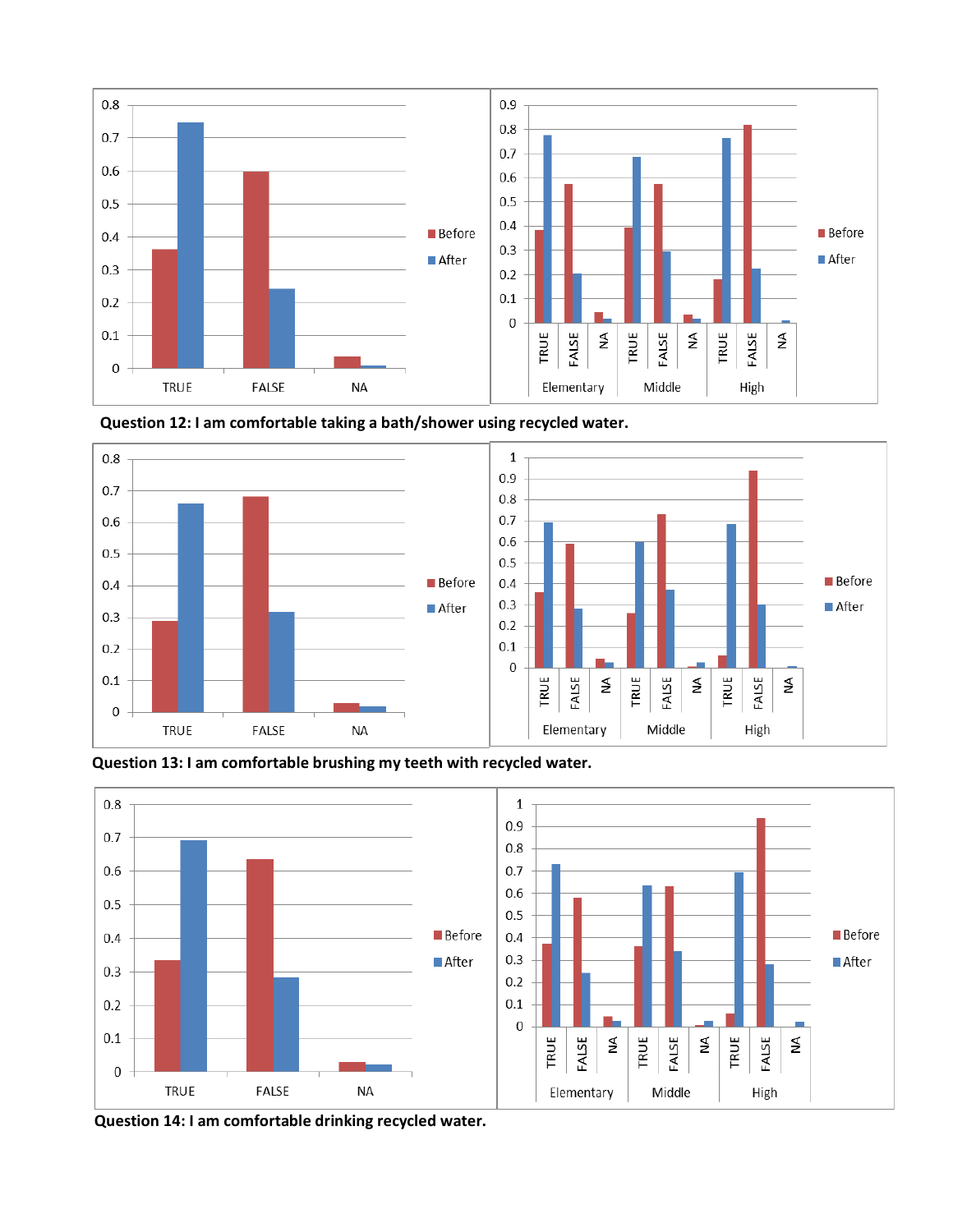0.8
0.7
0.6
0.5
0.4
0.3
0.2
0.1
0
TRUE
FALSE
NA
Before
After

0.9
0.8
0.7
0.6
0.5
0.4
0.3
0.2
0.1
0
TRUE
FALSE
NA
TRUE
FALSE
NA
TRUE
FALSE
NA
Elementary
Middle
High
Before
After

**Question 12: I am comfortable taking a bath/shower using recycled water.**

0.8
0.7
0.6
0.5
0.4
0.3
0.2
0.1
0
TRUE
FALSE
NA
Before
After

1
0.9
0.8
0.7
0.6
0.5
0.4
0.3
0.2
0.1
0
TRUE
FALSE
NA
TRUE
FALSE
NA
TRUE
FALSE
NA
Elementary
Middle
High
Before
After

**Question 13: I am comfortable brushing my teeth with recycled water.**

0.8
0.7
0.6
0.5
0.4
0.3
0.2
0.1
0
TRUE
FALSE
NA
Before
After

1
0.9
0.8
0.7
0.6
0.5
0.4
0.3
0.2
0.1
0
TRUE
FALSE
NA
TRUE
FALSE
NA
TRUE
FALSE
NA
Elementary
Middle
High
Before
After

**Question 14: I am comfortable drinking recycled water.**